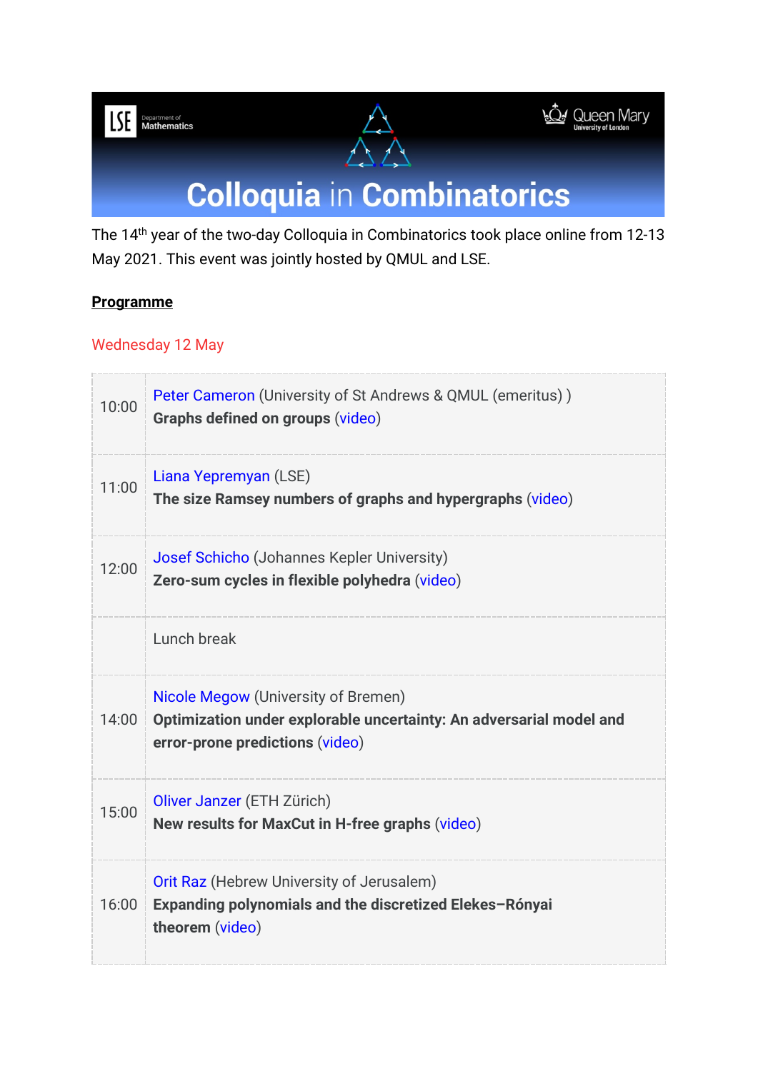# Colloquia in Combinatorics

The 14th year of the two-day Colloquia in Combinatorics took place online from 12-13 May 2021. This event was jointly hosted by QMUL and LSE.

## Programme

### Wednesday 12 May

| | |
|---|---|
| 10:00 | Peter Cameron (University of St Andrews & QMUL (emeritus) ) **Graphs defined on groups** (video) |
| 11:00 | Liana Yepremyan (LSE) **The size Ramsey numbers of graphs and hypergraphs** (video) |
| 12:00 | Josef Schicho (Johannes Kepler University) **Zero-sum cycles in flexible polyhedra** (video) |
| | Lunch break |
| 14:00 | Nicole Megow (University of Bremen) **Optimization under explorable uncertainty: An adversarial model and error-prone predictions** (video) |
| 15:00 | Oliver Janzer (ETH Zürich) **New results for MaxCut in H-free graphs** (video) |
| 16:00 | Orit Raz (Hebrew University of Jerusalem) **Expanding polynomials and the discretized Elekes–Rónyai theorem** (video) |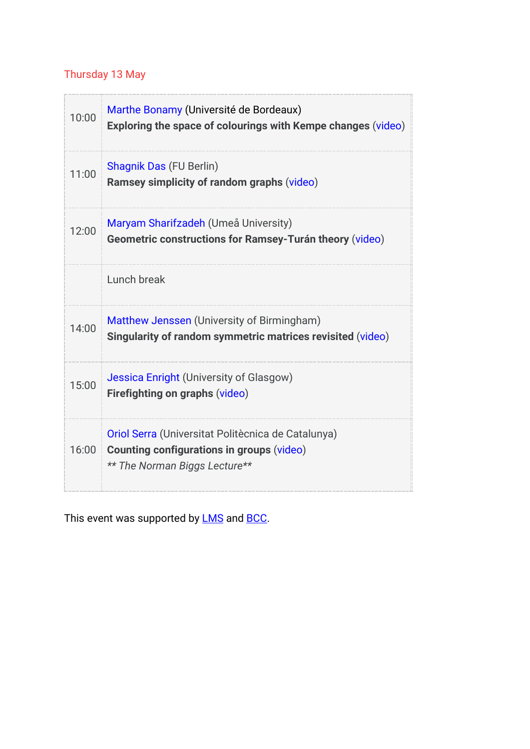Thursday 13 May

| | |
|---|---|
| 10:00 | Marthe Bonamy (Université de Bordeaux)<br>**Exploring the space of colourings with Kempe changes** (video) |
| 11:00 | Shagnik Das (FU Berlin)<br>**Ramsey simplicity of random graphs** (video) |
| 12:00 | Maryam Sharifzadeh (Umeå University)<br>**Geometric constructions for Ramsey-Turán theory** (video) |
| | Lunch break |
| 14:00 | Matthew Jenssen (University of Birmingham)<br>**Singularity of random symmetric matrices revisited** (video) |
| 15:00 | Jessica Enright (University of Glasgow)<br>**Firefighting on graphs** (video) |
| 16:00 | Oriol Serra (Universitat Politècnica de Catalunya)<br>**Counting configurations in groups** (video)<br>*** The Norman Biggs Lecture*** |

This event was supported by LMS and BCC.